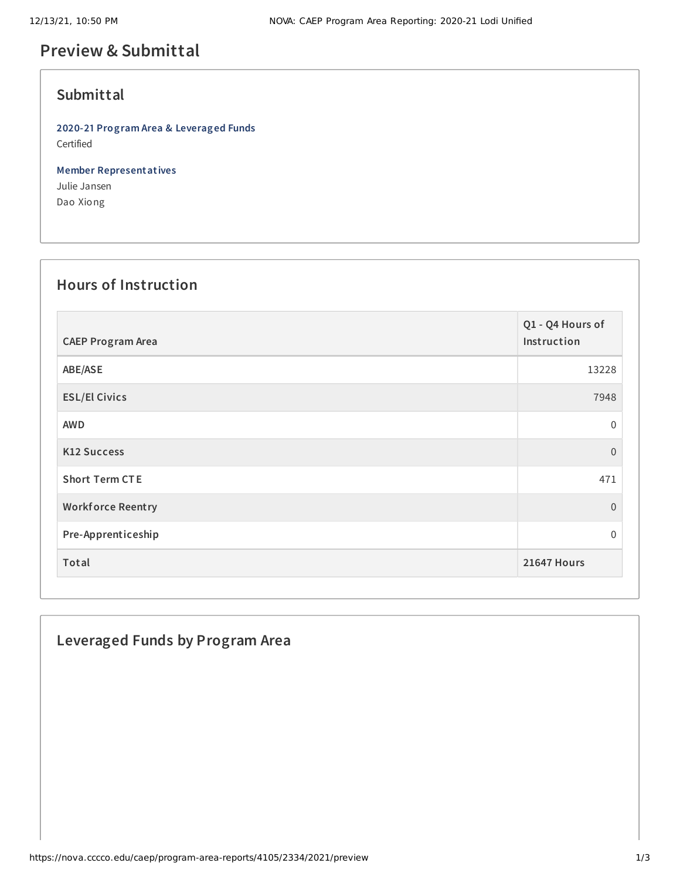# Preview & Submittal

## Submittal

**2020-21 Program Area & Leveraged Funds**
Certified

**Member Representatives**
Julie Jansen
Dao Xiong

## Hours of Instruction

| CAEP Program Area | Q1 - Q4 Hours of Instruction |
|---|---|
| ABE/ASE | 13228 |
| ESL/El Civics | 7948 |
| AWD | 0 |
| K12 Success | 0 |
| Short Term CTE | 471 |
| Workforce Reentry | 0 |
| Pre-Apprenticeship | 0 |
| **Total** | **21647 Hours** |

## Leveraged Funds by Program Area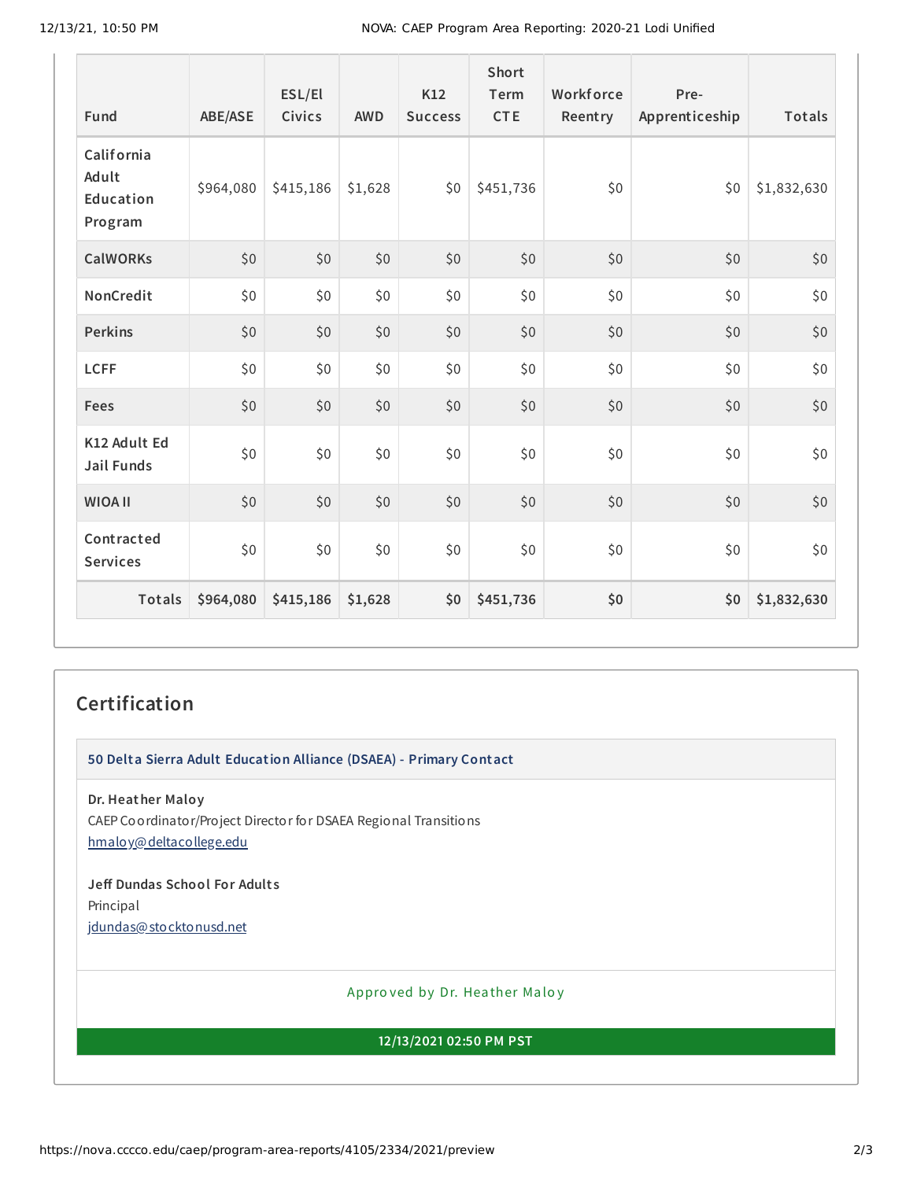| Fund | ABE/ASE | ESL/El Civics | AWD | K12 Success | Short Term CTE | Workforce Reentry | Pre-Apprenticeship | Totals |
|---|---|---|---|---|---|---|---|---|
| California Adult Education Program | $964,080 | $415,186 | $1,628 | $0 | $451,736 | $0 | $0 | $1,832,630 |
| CalWORKs | $0 | $0 | $0 | $0 | $0 | $0 | $0 | $0 |
| NonCredit | $0 | $0 | $0 | $0 | $0 | $0 | $0 | $0 |
| Perkins | $0 | $0 | $0 | $0 | $0 | $0 | $0 | $0 |
| LCFF | $0 | $0 | $0 | $0 | $0 | $0 | $0 | $0 |
| Fees | $0 | $0 | $0 | $0 | $0 | $0 | $0 | $0 |
| K12 Adult Ed Jail Funds | $0 | $0 | $0 | $0 | $0 | $0 | $0 | $0 |
| WIOA II | $0 | $0 | $0 | $0 | $0 | $0 | $0 | $0 |
| Contracted Services | $0 | $0 | $0 | $0 | $0 | $0 | $0 | $0 |
| **Totals** | **$964,080** | **$415,186** | **$1,628** | **$0** | **$451,736** | **$0** | **$0** | **$1,832,630** |

## Certification

**50 Delta Sierra Adult Education Alliance (DSAEA) - Primary Contact**

**Dr. Heather Maloy**
CAEP Coordinator/Project Director for DSAEA Regional Transitions
hmaloy@deltacollege.edu

**Jeff Dundas School For Adults**
Principal
jdundas@stocktonusd.net

Approved by Dr. Heather Maloy

**12/13/2021 02:50 PM PST**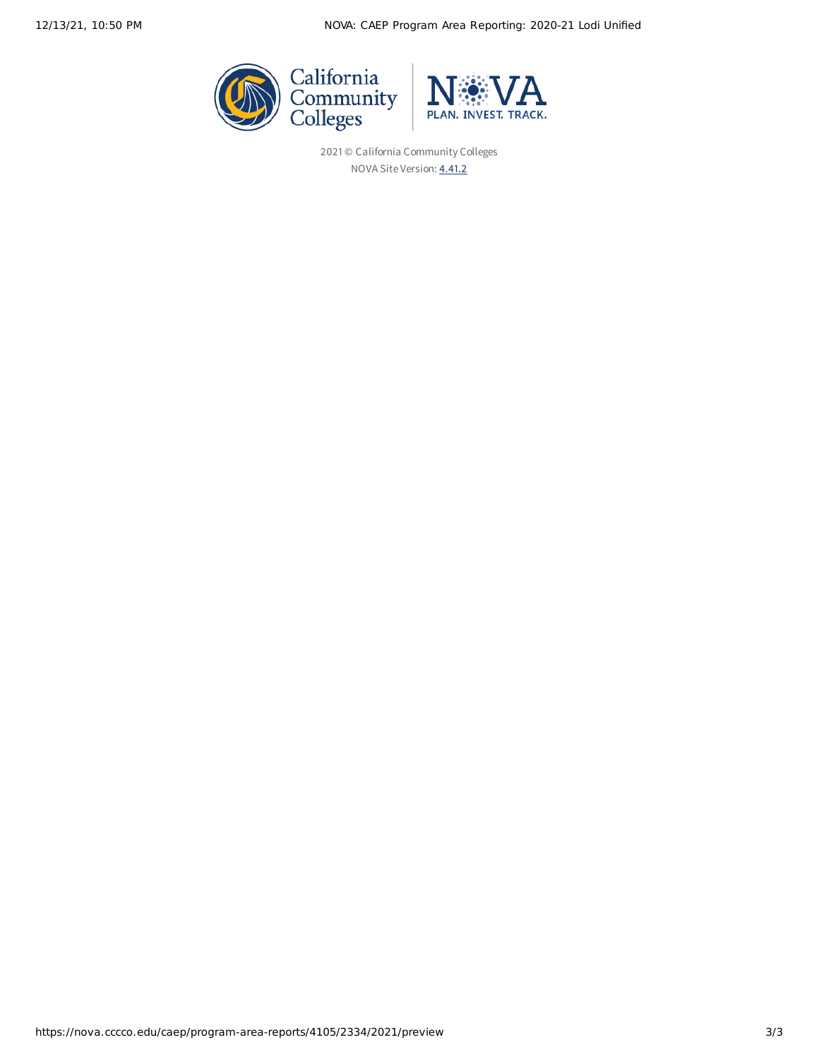California Community Colleges

NOVA PLAN. INVEST. TRACK.

2021 © California Community Colleges

NOVA Site Version: 4.41.2